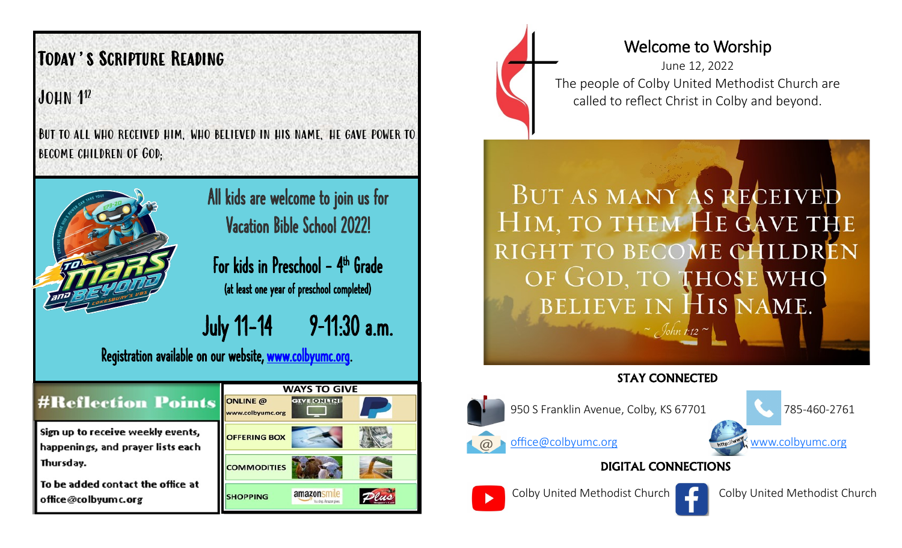## Today's Scripture Reading

John 1[12]

But to all who received him, who believed in his name, he gave power to become children of God;

All kids are welcome to join us for Vacation Bible School 2022!

For kids in Preschool – 4th Grade

(at least one year of preschool completed)

July 11-14 9-11:30 a.m.

Registration available on our website, www.colbyumc.org.

## #Reflection Points

Sign up to receive weekly events, happenings, and prayer lists each Thursday.

To be added contact the office at office@colbyumc.org

## WAYS TO GIVE

- ONLINE @ www.colbyumc.org
- OFFERING BOX
- COMMODITIES
- SHOPPING

# Welcome to Worship

June 12, 2022

The people of Colby United Methodist Church are called to reflect Christ in Colby and beyond.

But as many as received Him, to them He gave the right to become children of God, to those who believe in His name.

~ John 1:12 ~

## STAY CONNECTED

950 S Franklin Avenue, Colby, KS 67701

785-460-2761

office@colbyumc.org

www.colbyumc.org

## DIGITAL CONNECTIONS

Colby United Methodist Church

Colby United Methodist Church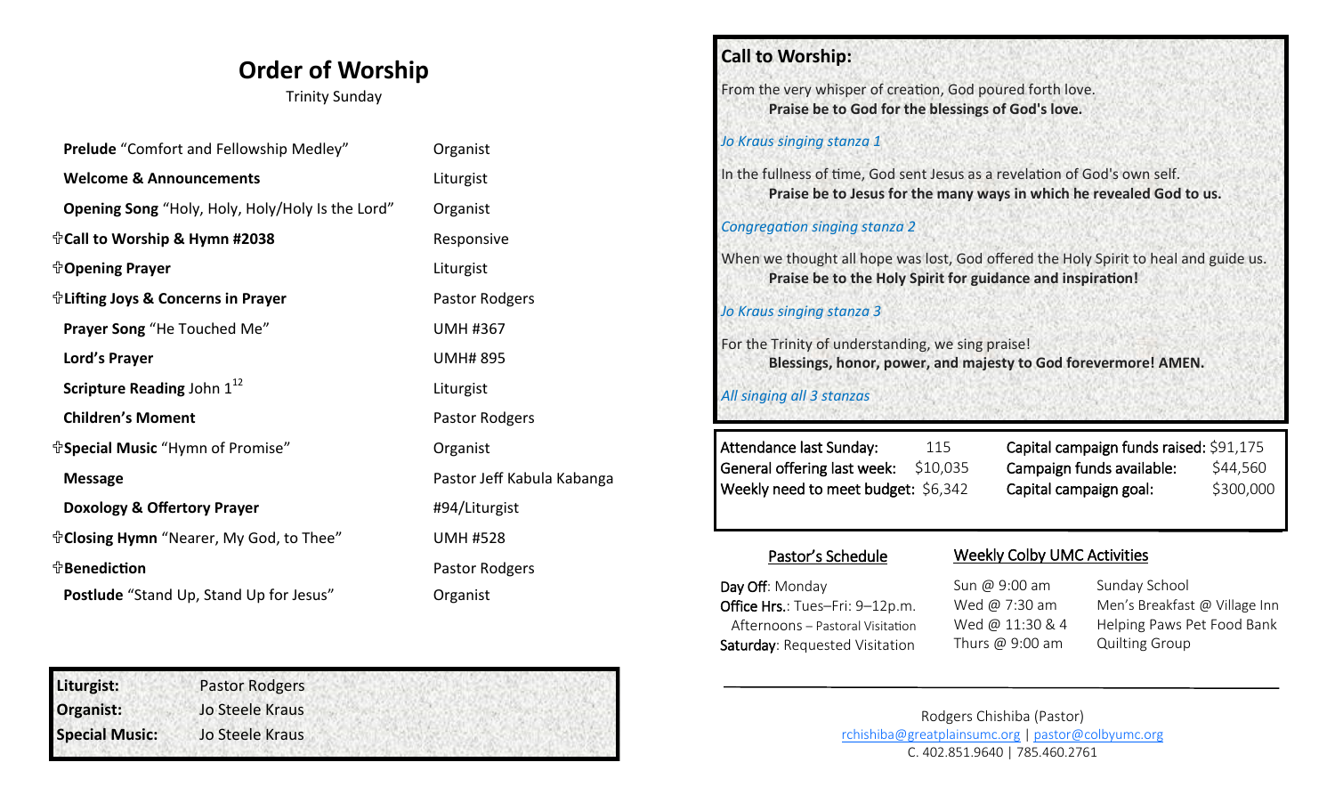# Order of Worship

Trinity Sunday

| | |
|---|---|
| **Prelude** "Comfort and Fellowship Medley" | Organist |
| **Welcome & Announcements** | Liturgist |
| **Opening Song** "Holy, Holy, Holy/Holy Is the Lord" | Organist |
| ✝**Call to Worship & Hymn #2038** | Responsive |
| ✝**Opening Prayer** | Liturgist |
| ✝**Lifting Joys & Concerns in Prayer** | Pastor Rodgers |
| **Prayer Song** "He Touched Me" | UMH #367 |
| **Lord's Prayer** | UMH# 895 |
| **Scripture Reading** John 1[12] | Liturgist |
| **Children's Moment** | Pastor Rodgers |
| ✝**Special Music** "Hymn of Promise" | Organist |
| **Message** | Pastor Jeff Kabula Kabanga |
| **Doxology & Offertory Prayer** | #94/Liturgist |
| ✝**Closing Hymn** "Nearer, My God, to Thee" | UMH #528 |
| ✝**Benediction** | Pastor Rodgers |
| **Postlude** "Stand Up, Stand Up for Jesus" | Organist |

| | |
|---|---|
| **Liturgist:** | Pastor Rodgers |
| **Organist:** | Jo Steele Kraus |
| **Special Music:** | Jo Steele Kraus |

## Call to Worship:

From the very whisper of creation, God poured forth love.
**Praise be to God for the blessings of God's love.**

*Jo Kraus singing stanza 1*

In the fullness of time, God sent Jesus as a revelation of God's own self.
**Praise be to Jesus for the many ways in which he revealed God to us.**

*Congregation singing stanza 2*

When we thought all hope was lost, God offered the Holy Spirit to heal and guide us.
**Praise be to the Holy Spirit for guidance and inspiration!**

*Jo Kraus singing stanza 3*

For the Trinity of understanding, we sing praise!
**Blessings, honor, power, and majesty to God forevermore! AMEN.**

*All singing all 3 stanzas*

| | | | |
|---|---|---|---|
| Attendance last Sunday: | 115 | Capital campaign funds raised: | $91,175 |
| General offering last week: | $10,035 | Campaign funds available: | $44,560 |
| Weekly need to meet budget: | $6,342 | Capital campaign goal: | $300,000 |

### Pastor's Schedule

Day Off: Monday
Office Hrs.: Tues–Fri: 9–12p.m.
Afternoons – Pastoral Visitation
Saturday: Requested Visitation

### Weekly Colby UMC Activities

| | |
|---|---|
| Sun @ 9:00 am | Sunday School |
| Wed @ 7:30 am | Men's Breakfast @ Village Inn |
| Wed @ 11:30 & 4 | Helping Paws Pet Food Bank |
| Thurs @ 9:00 am | Quilting Group |

Rodgers Chishiba (Pastor)
rchishiba@greatplainsumc.org | pastor@colbyumc.org
C. 402.851.9640 | 785.460.2761